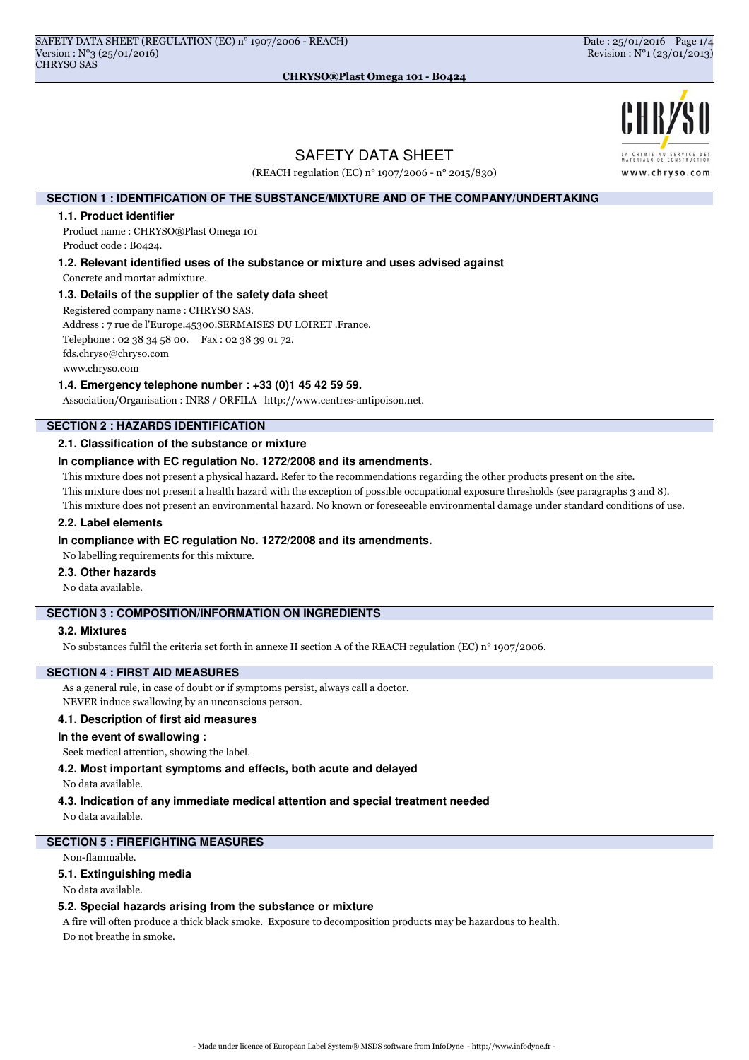# SAFETY DATA SHEET

(REACH regulation (EC) n° 1907/2006 - n° 2015/830)

## SECTION 1 : IDENTIFICATION OF THE SUBSTANCE/MIXTURE AND OF THE COMPANY/UNDERTAKING

### 1.1. Product identifier

Product name : CHRYSO®Plast Omega 101

Product code : B0424.

### 1.2. Relevant identified uses of the substance or mixture and uses advised against

Concrete and mortar admixture.

### 1.3. Details of the supplier of the safety data sheet

Registered company name : CHRYSO SAS.

Address : 7 rue de l'Europe.45300.SERMAISES DU LOIRET .France.

Telephone : 02 38 34 58 00. Fax : 02 38 39 01 72.

fds.chryso@chryso.com

www.chryso.com

### 1.4. Emergency telephone number : +33 (0)1 45 42 59 59.

Association/Organisation : INRS / ORFILA http://www.centres-antipoison.net.

## SECTION 2 : HAZARDS IDENTIFICATION

### 2.1. Classification of the substance or mixture

**In compliance with EC regulation No. 1272/2008 and its amendments.**

This mixture does not present a physical hazard. Refer to the recommendations regarding the other products present on the site.

This mixture does not present a health hazard with the exception of possible occupational exposure thresholds (see paragraphs 3 and 8).

This mixture does not present an environmental hazard. No known or foreseeable environmental damage under standard conditions of use.

### 2.2. Label elements

**In compliance with EC regulation No. 1272/2008 and its amendments.**

No labelling requirements for this mixture.

### 2.3. Other hazards

No data available.

## SECTION 3 : COMPOSITION/INFORMATION ON INGREDIENTS

### 3.2. Mixtures

No substances fulfil the criteria set forth in annexe II section A of the REACH regulation (EC) n° 1907/2006.

## SECTION 4 : FIRST AID MEASURES

As a general rule, in case of doubt or if symptoms persist, always call a doctor.

NEVER induce swallowing by an unconscious person.

### 4.1. Description of first aid measures

**In the event of swallowing :**

Seek medical attention, showing the label.

### 4.2. Most important symptoms and effects, both acute and delayed

No data available.

### 4.3. Indication of any immediate medical attention and special treatment needed

No data available.

## SECTION 5 : FIREFIGHTING MEASURES

Non-flammable.

### 5.1. Extinguishing media

No data available.

### 5.2. Special hazards arising from the substance or mixture

A fire will often produce a thick black smoke. Exposure to decomposition products may be hazardous to health.

Do not breathe in smoke.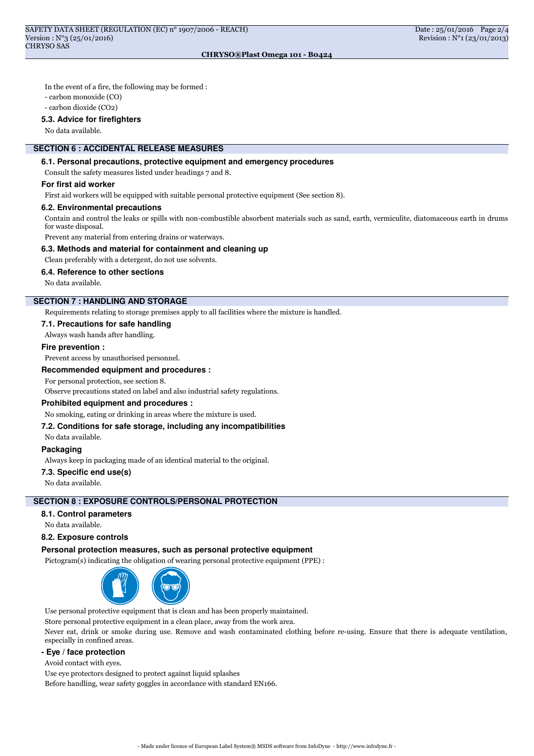In the event of a fire, the following may be formed :

- carbon monoxide (CO)
- carbon dioxide ($CO_2$)

### 5.3. Advice for firefighters

No data available.

## SECTION 6 : ACCIDENTAL RELEASE MEASURES

### 6.1. Personal precautions, protective equipment and emergency procedures

Consult the safety measures listed under headings 7 and 8.

**For first aid worker**

First aid workers will be equipped with suitable personal protective equipment (See section 8).

### 6.2. Environmental precautions

Contain and control the leaks or spills with non-combustible absorbent materials such as sand, earth, vermiculite, diatomaceous earth in drums for waste disposal.

Prevent any material from entering drains or waterways.

### 6.3. Methods and material for containment and cleaning up

Clean preferably with a detergent, do not use solvents.

### 6.4. Reference to other sections

No data available.

## SECTION 7 : HANDLING AND STORAGE

Requirements relating to storage premises apply to all facilities where the mixture is handled.

### 7.1. Precautions for safe handling

Always wash hands after handling.

**Fire prevention :**

Prevent access by unauthorised personnel.

**Recommended equipment and procedures :**

For personal protection, see section 8.

Observe precautions stated on label and also industrial safety regulations.

**Prohibited equipment and procedures :**

No smoking, eating or drinking in areas where the mixture is used.

### 7.2. Conditions for safe storage, including any incompatibilities

No data available.

**Packaging**

Always keep in packaging made of an identical material to the original.

### 7.3. Specific end use(s)

No data available.

## SECTION 8 : EXPOSURE CONTROLS/PERSONAL PROTECTION

### 8.1. Control parameters

No data available.

### 8.2. Exposure controls

**Personal protection measures, such as personal protective equipment**

Pictogram(s) indicating the obligation of wearing personal protective equipment (PPE) :

Use personal protective equipment that is clean and has been properly maintained.

Store personal protective equipment in a clean place, away from the work area.

Never eat, drink or smoke during use. Remove and wash contaminated clothing before re-using. Ensure that there is adequate ventilation, especially in confined areas.

**- Eye / face protection**

Avoid contact with eyes.

Use eye protectors designed to protect against liquid splashes

Before handling, wear safety goggles in accordance with standard EN166.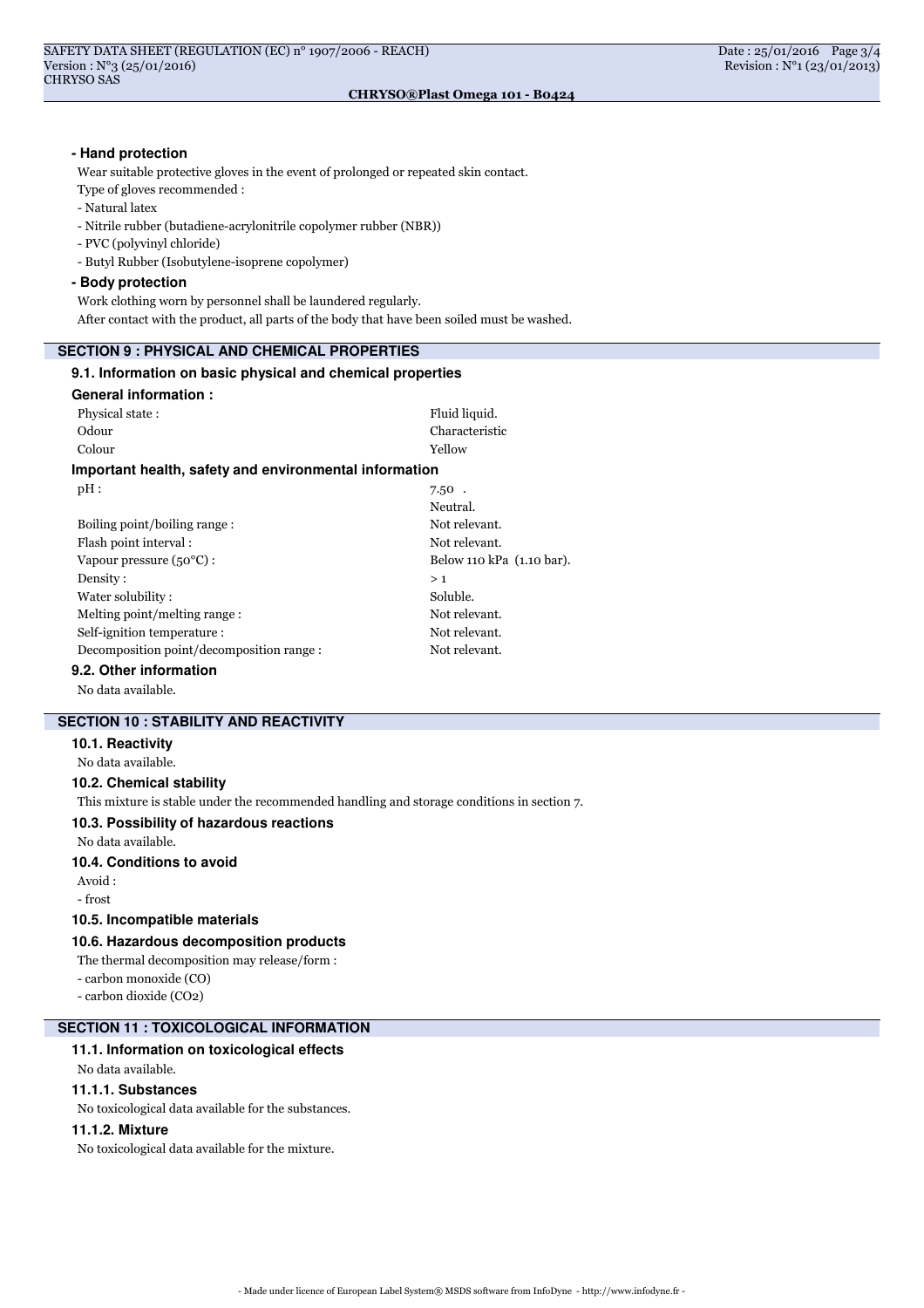#### - Hand protection

Wear suitable protective gloves in the event of prolonged or repeated skin contact.

Type of gloves recommended :

- Natural latex
- Nitrile rubber (butadiene-acrylonitrile copolymer rubber (NBR))
- PVC (polyvinyl chloride)
- Butyl Rubber (Isobutylene-isoprene copolymer)

#### - Body protection

Work clothing worn by personnel shall be laundered regularly.

After contact with the product, all parts of the body that have been soiled must be washed.

## SECTION 9 : PHYSICAL AND CHEMICAL PROPERTIES

### 9.1. Information on basic physical and chemical properties

**General information :**

| | |
|---|---|
| Physical state : | Fluid liquid. |
| Odour | Characteristic |
| Colour | Yellow |

**Important health, safety and environmental information**

| | |
|---|---|
| pH : | 7.50 . |
| | Neutral. |
| Boiling point/boiling range : | Not relevant. |
| Flash point interval : | Not relevant. |
| Vapour pressure (50°C) : | Below 110 kPa (1.10 bar). |
| Density : | > 1 |
| Water solubility : | Soluble. |
| Melting point/melting range : | Not relevant. |
| Self-ignition temperature : | Not relevant. |
| Decomposition point/decomposition range : | Not relevant. |

### 9.2. Other information

No data available.

## SECTION 10 : STABILITY AND REACTIVITY

### 10.1. Reactivity

No data available.

### 10.2. Chemical stability

This mixture is stable under the recommended handling and storage conditions in section 7.

### 10.3. Possibility of hazardous reactions

No data available.

### 10.4. Conditions to avoid

Avoid :

- frost

### 10.5. Incompatible materials

### 10.6. Hazardous decomposition products

The thermal decomposition may release/form :

- carbon monoxide (CO)
- carbon dioxide ($CO_2$)

## SECTION 11 : TOXICOLOGICAL INFORMATION

### 11.1. Information on toxicological effects

No data available.

#### 11.1.1. Substances

No toxicological data available for the substances.

#### 11.1.2. Mixture

No toxicological data available for the mixture.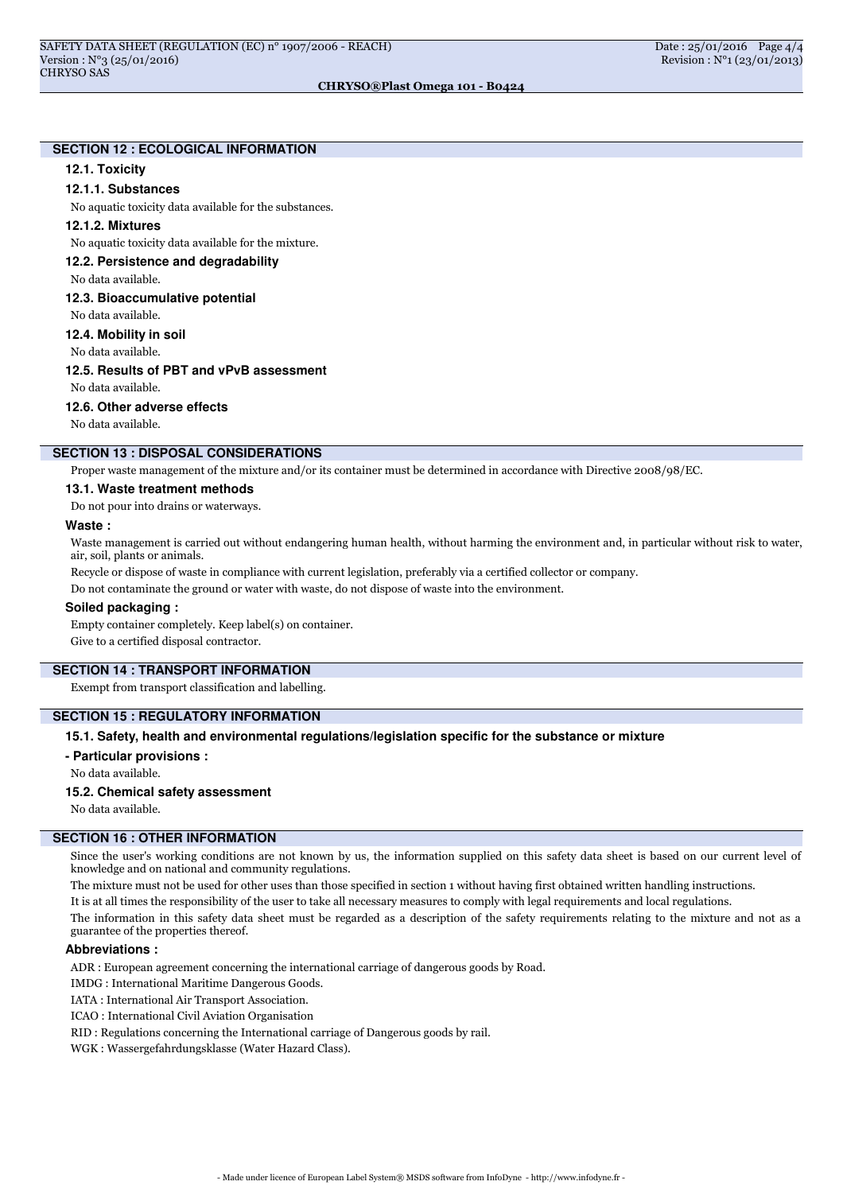## SECTION 12 : ECOLOGICAL INFORMATION

### 12.1. Toxicity

#### 12.1.1. Substances

No aquatic toxicity data available for the substances.

#### 12.1.2. Mixtures

No aquatic toxicity data available for the mixture.

### 12.2. Persistence and degradability

No data available.

### 12.3. Bioaccumulative potential

No data available.

### 12.4. Mobility in soil

No data available.

### 12.5. Results of PBT and vPvB assessment

No data available.

### 12.6. Other adverse effects

No data available.

## SECTION 13 : DISPOSAL CONSIDERATIONS

Proper waste management of the mixture and/or its container must be determined in accordance with Directive 2008/98/EC.

### 13.1. Waste treatment methods

Do not pour into drains or waterways.

**Waste :**

Waste management is carried out without endangering human health, without harming the environment and, in particular without risk to water, air, soil, plants or animals.

Recycle or dispose of waste in compliance with current legislation, preferably via a certified collector or company.

Do not contaminate the ground or water with waste, do not dispose of waste into the environment.

**Soiled packaging :**

Empty container completely. Keep label(s) on container.

Give to a certified disposal contractor.

## SECTION 14 : TRANSPORT INFORMATION

Exempt from transport classification and labelling.

## SECTION 15 : REGULATORY INFORMATION

### 15.1. Safety, health and environmental regulations/legislation specific for the substance or mixture

**- Particular provisions :**

No data available.

### 15.2. Chemical safety assessment

No data available.

## SECTION 16 : OTHER INFORMATION

Since the user's working conditions are not known by us, the information supplied on this safety data sheet is based on our current level of knowledge and on national and community regulations.

The mixture must not be used for other uses than those specified in section 1 without having first obtained written handling instructions.

It is at all times the responsibility of the user to take all necessary measures to comply with legal requirements and local regulations.

The information in this safety data sheet must be regarded as a description of the safety requirements relating to the mixture and not as a guarantee of the properties thereof.

**Abbreviations :**

ADR : European agreement concerning the international carriage of dangerous goods by Road.

IMDG : International Maritime Dangerous Goods.

IATA : International Air Transport Association.

ICAO : International Civil Aviation Organisation

RID : Regulations concerning the International carriage of Dangerous goods by rail.

WGK : Wassergefahrdungsklasse (Water Hazard Class).